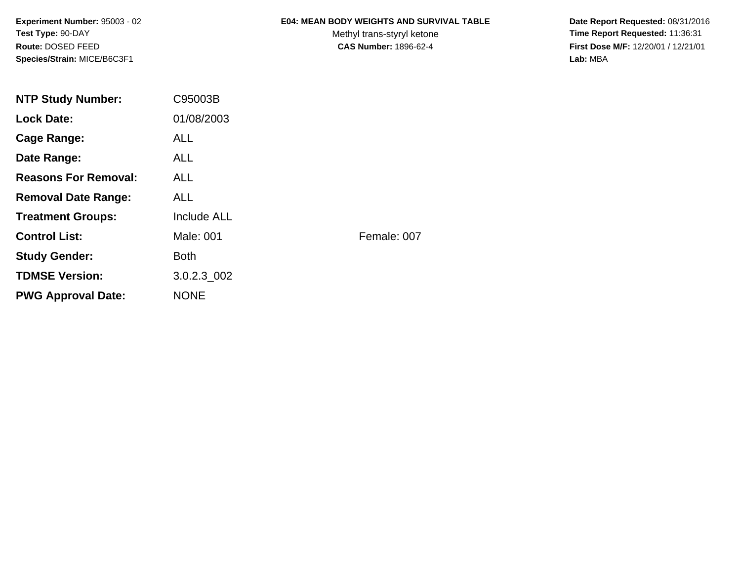**Experiment Number:** 95003 - 02
**Test Type:** 90-DAY
**Route:** DOSED FEED
**Species/Strain:** MICE/B6C3F1

# E04: MEAN BODY WEIGHTS AND SURVIVAL TABLE

Methyl trans-styryl ketone
**CAS Number:** 1896-62-4

**Date Report Requested:** 08/31/2016
**Time Report Requested:** 11:36:31
**First Dose M/F:** 12/20/01 / 12/21/01
**Lab:** MBA

| | | |
|---|---|---|
| **NTP Study Number:** | C95003B | |
| **Lock Date:** | 01/08/2003 | |
| **Cage Range:** | ALL | |
| **Date Range:** | ALL | |
| **Reasons For Removal:** | ALL | |
| **Removal Date Range:** | ALL | |
| **Treatment Groups:** | Include ALL | |
| **Control List:** | Male: 001 | Female: 007 |
| **Study Gender:** | Both | |
| **TDMSE Version:** | 3.0.2.3_002 | |
| **PWG Approval Date:** | NONE | |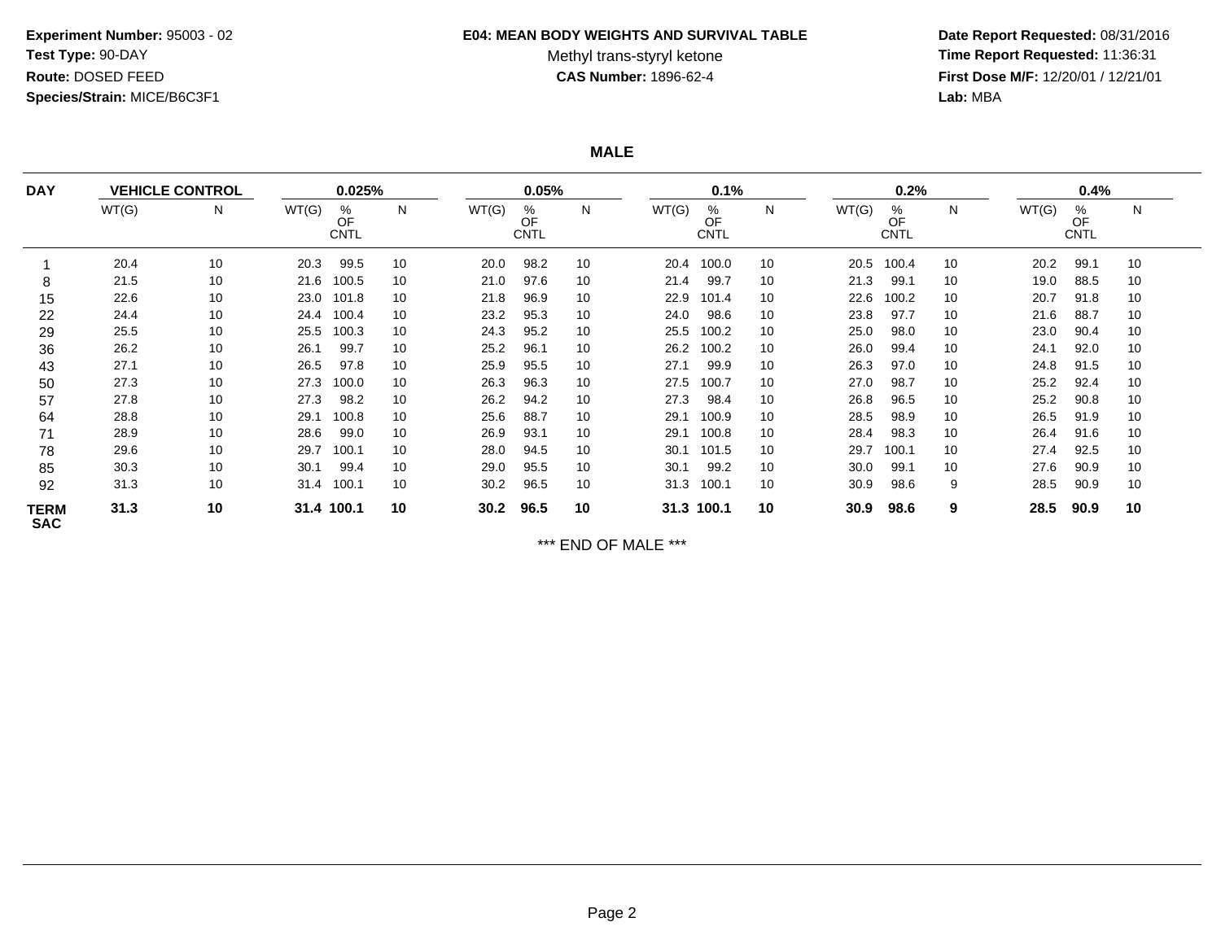**Experiment Number:** 95003 - 02
**Test Type:** 90-DAY
**Route:** DOSED FEED
**Species/Strain:** MICE/B6C3F1

**E04: MEAN BODY WEIGHTS AND SURVIVAL TABLE**
Methyl trans-styryl ketone
**CAS Number:** 1896-62-4

**Date Report Requested:** 08/31/2016
**Time Report Requested:** 11:36:31
**First Dose M/F:** 12/20/01 / 12/21/01
**Lab:** MBA

## MALE

| DAY | VEHICLE CONTROL | | 0.025% | | | 0.05% | | | 0.1% | | | 0.2% | | | 0.4% | | |
|---|---|---|---|---|---|---|---|---|---|---|---|---|---|---|---|---|---|
| | WT(G) | N | WT(G) | % OF CNTL | N | WT(G) | % OF CNTL | N | WT(G) | % OF CNTL | N | WT(G) | % OF CNTL | N | WT(G) | % OF CNTL | N |
| 1 | 20.4 | 10 | 20.3 | 99.5 | 10 | 20.0 | 98.2 | 10 | 20.4 | 100.0 | 10 | 20.5 | 100.4 | 10 | 20.2 | 99.1 | 10 |
| 8 | 21.5 | 10 | 21.6 | 100.5 | 10 | 21.0 | 97.6 | 10 | 21.4 | 99.7 | 10 | 21.3 | 99.1 | 10 | 19.0 | 88.5 | 10 |
| 15 | 22.6 | 10 | 23.0 | 101.8 | 10 | 21.8 | 96.9 | 10 | 22.9 | 101.4 | 10 | 22.6 | 100.2 | 10 | 20.7 | 91.8 | 10 |
| 22 | 24.4 | 10 | 24.4 | 100.4 | 10 | 23.2 | 95.3 | 10 | 24.0 | 98.6 | 10 | 23.8 | 97.7 | 10 | 21.6 | 88.7 | 10 |
| 29 | 25.5 | 10 | 25.5 | 100.3 | 10 | 24.3 | 95.2 | 10 | 25.5 | 100.2 | 10 | 25.0 | 98.0 | 10 | 23.0 | 90.4 | 10 |
| 36 | 26.2 | 10 | 26.1 | 99.7 | 10 | 25.2 | 96.1 | 10 | 26.2 | 100.2 | 10 | 26.0 | 99.4 | 10 | 24.1 | 92.0 | 10 |
| 43 | 27.1 | 10 | 26.5 | 97.8 | 10 | 25.9 | 95.5 | 10 | 27.1 | 99.9 | 10 | 26.3 | 97.0 | 10 | 24.8 | 91.5 | 10 |
| 50 | 27.3 | 10 | 27.3 | 100.0 | 10 | 26.3 | 96.3 | 10 | 27.5 | 100.7 | 10 | 27.0 | 98.7 | 10 | 25.2 | 92.4 | 10 |
| 57 | 27.8 | 10 | 27.3 | 98.2 | 10 | 26.2 | 94.2 | 10 | 27.3 | 98.4 | 10 | 26.8 | 96.5 | 10 | 25.2 | 90.8 | 10 |
| 64 | 28.8 | 10 | 29.1 | 100.8 | 10 | 25.6 | 88.7 | 10 | 29.1 | 100.9 | 10 | 28.5 | 98.9 | 10 | 26.5 | 91.9 | 10 |
| 71 | 28.9 | 10 | 28.6 | 99.0 | 10 | 26.9 | 93.1 | 10 | 29.1 | 100.8 | 10 | 28.4 | 98.3 | 10 | 26.4 | 91.6 | 10 |
| 78 | 29.6 | 10 | 29.7 | 100.1 | 10 | 28.0 | 94.5 | 10 | 30.1 | 101.5 | 10 | 29.7 | 100.1 | 10 | 27.4 | 92.5 | 10 |
| 85 | 30.3 | 10 | 30.1 | 99.4 | 10 | 29.0 | 95.5 | 10 | 30.1 | 99.2 | 10 | 30.0 | 99.1 | 10 | 27.6 | 90.9 | 10 |
| 92 | 31.3 | 10 | 31.4 | 100.1 | 10 | 30.2 | 96.5 | 10 | 31.3 | 100.1 | 10 | 30.9 | 98.6 | 9 | 28.5 | 90.9 | 10 |
| **TERM SAC** | **31.3** | **10** | **31.4** | **100.1** | **10** | **30.2** | **96.5** | **10** | **31.3** | **100.1** | **10** | **30.9** | **98.6** | **9** | **28.5** | **90.9** | **10** |

*** END OF MALE ***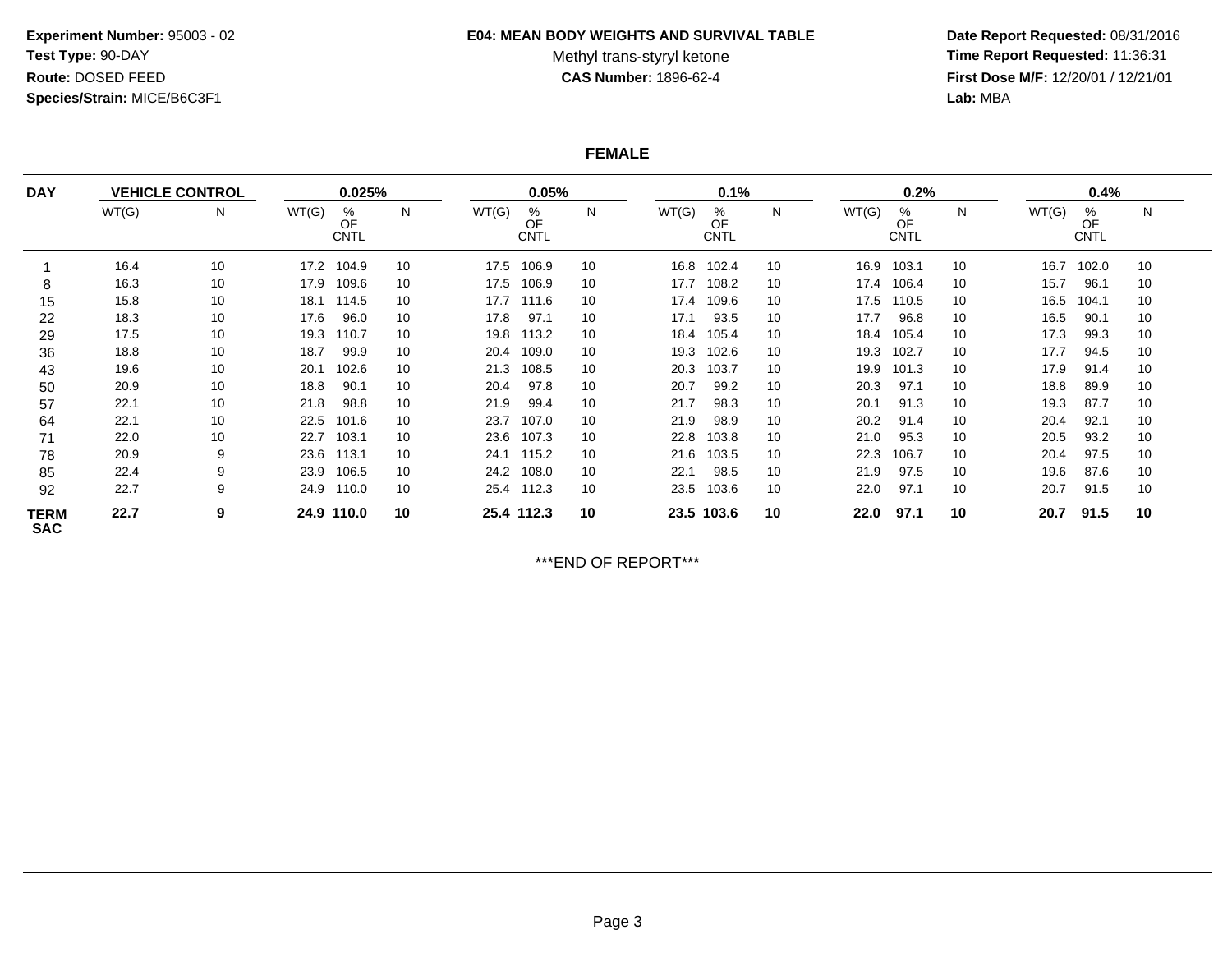**Experiment Number:** 95003 - 02
**Test Type:** 90-DAY
**Route:** DOSED FEED
**Species/Strain:** MICE/B6C3F1

**E04: MEAN BODY WEIGHTS AND SURVIVAL TABLE**
Methyl trans-styryl ketone
**CAS Number:** 1896-62-4

**Date Report Requested:** 08/31/2016
**Time Report Requested:** 11:36:31
**First Dose M/F:** 12/20/01 / 12/21/01
**Lab:** MBA

## FEMALE

| DAY | VEHICLE CONTROL | | 0.025% | | | 0.05% | | | 0.1% | | | 0.2% | | | 0.4% | | |
|---|---|---|---|---|---|---|---|---|---|---|---|---|---|---|---|---|---|
| | WT(G) | N | WT(G) | % OF CNTL | N | WT(G) | % OF CNTL | N | WT(G) | % OF CNTL | N | WT(G) | % OF CNTL | N | WT(G) | % OF CNTL | N |
| 1 | 16.4 | 10 | 17.2 | 104.9 | 10 | 17.5 | 106.9 | 10 | 16.8 | 102.4 | 10 | 16.9 | 103.1 | 10 | 16.7 | 102.0 | 10 |
| 8 | 16.3 | 10 | 17.9 | 109.6 | 10 | 17.5 | 106.9 | 10 | 17.7 | 108.2 | 10 | 17.4 | 106.4 | 10 | 15.7 | 96.1 | 10 |
| 15 | 15.8 | 10 | 18.1 | 114.5 | 10 | 17.7 | 111.6 | 10 | 17.4 | 109.6 | 10 | 17.5 | 110.5 | 10 | 16.5 | 104.1 | 10 |
| 22 | 18.3 | 10 | 17.6 | 96.0 | 10 | 17.8 | 97.1 | 10 | 17.1 | 93.5 | 10 | 17.7 | 96.8 | 10 | 16.5 | 90.1 | 10 |
| 29 | 17.5 | 10 | 19.3 | 110.7 | 10 | 19.8 | 113.2 | 10 | 18.4 | 105.4 | 10 | 18.4 | 105.4 | 10 | 17.3 | 99.3 | 10 |
| 36 | 18.8 | 10 | 18.7 | 99.9 | 10 | 20.4 | 109.0 | 10 | 19.3 | 102.6 | 10 | 19.3 | 102.7 | 10 | 17.7 | 94.5 | 10 |
| 43 | 19.6 | 10 | 20.1 | 102.6 | 10 | 21.3 | 108.5 | 10 | 20.3 | 103.7 | 10 | 19.9 | 101.3 | 10 | 17.9 | 91.4 | 10 |
| 50 | 20.9 | 10 | 18.8 | 90.1 | 10 | 20.4 | 97.8 | 10 | 20.7 | 99.2 | 10 | 20.3 | 97.1 | 10 | 18.8 | 89.9 | 10 |
| 57 | 22.1 | 10 | 21.8 | 98.8 | 10 | 21.9 | 99.4 | 10 | 21.7 | 98.3 | 10 | 20.1 | 91.3 | 10 | 19.3 | 87.7 | 10 |
| 64 | 22.1 | 10 | 22.5 | 101.6 | 10 | 23.7 | 107.0 | 10 | 21.9 | 98.9 | 10 | 20.2 | 91.4 | 10 | 20.4 | 92.1 | 10 |
| 71 | 22.0 | 10 | 22.7 | 103.1 | 10 | 23.6 | 107.3 | 10 | 22.8 | 103.8 | 10 | 21.0 | 95.3 | 10 | 20.5 | 93.2 | 10 |
| 78 | 20.9 | 9 | 23.6 | 113.1 | 10 | 24.1 | 115.2 | 10 | 21.6 | 103.5 | 10 | 22.3 | 106.7 | 10 | 20.4 | 97.5 | 10 |
| 85 | 22.4 | 9 | 23.9 | 106.5 | 10 | 24.2 | 108.0 | 10 | 22.1 | 98.5 | 10 | 21.9 | 97.5 | 10 | 19.6 | 87.6 | 10 |
| 92 | 22.7 | 9 | 24.9 | 110.0 | 10 | 25.4 | 112.3 | 10 | 23.5 | 103.6 | 10 | 22.0 | 97.1 | 10 | 20.7 | 91.5 | 10 |
| **TERM SAC** | **22.7** | **9** | **24.9** | **110.0** | **10** | **25.4** | **112.3** | **10** | **23.5** | **103.6** | **10** | **22.0** | **97.1** | **10** | **20.7** | **91.5** | **10** |

***END OF REPORT***